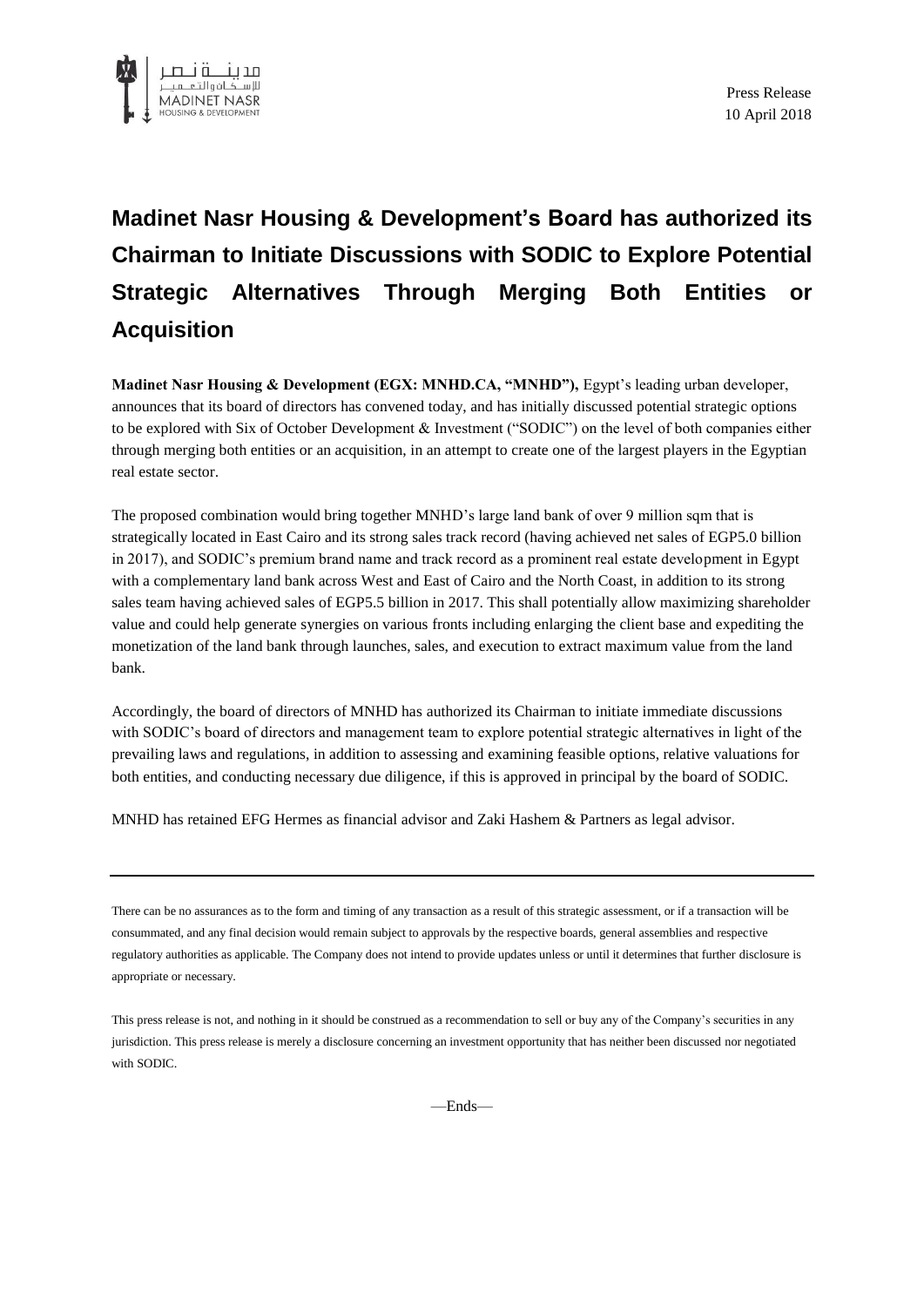Press Release
10 April 2018

# Madinet Nasr Housing & Development's Board has authorized its Chairman to Initiate Discussions with SODIC to Explore Potential Strategic Alternatives Through Merging Both Entities or Acquisition

**Madinet Nasr Housing & Development (EGX: MNHD.CA, "MNHD"),** Egypt's leading urban developer, announces that its board of directors has convened today, and has initially discussed potential strategic options to be explored with Six of October Development & Investment ("SODIC") on the level of both companies either through merging both entities or an acquisition, in an attempt to create one of the largest players in the Egyptian real estate sector.

The proposed combination would bring together MNHD's large land bank of over 9 million sqm that is strategically located in East Cairo and its strong sales track record (having achieved net sales of EGP5.0 billion in 2017), and SODIC's premium brand name and track record as a prominent real estate development in Egypt with a complementary land bank across West and East of Cairo and the North Coast, in addition to its strong sales team having achieved sales of EGP5.5 billion in 2017. This shall potentially allow maximizing shareholder value and could help generate synergies on various fronts including enlarging the client base and expediting the monetization of the land bank through launches, sales, and execution to extract maximum value from the land bank.

Accordingly, the board of directors of MNHD has authorized its Chairman to initiate immediate discussions with SODIC's board of directors and management team to explore potential strategic alternatives in light of the prevailing laws and regulations, in addition to assessing and examining feasible options, relative valuations for both entities, and conducting necessary due diligence, if this is approved in principal by the board of SODIC.

MNHD has retained EFG Hermes as financial advisor and Zaki Hashem & Partners as legal advisor.

---

There can be no assurances as to the form and timing of any transaction as a result of this strategic assessment, or if a transaction will be consummated, and any final decision would remain subject to approvals by the respective boards, general assemblies and respective regulatory authorities as applicable. The Company does not intend to provide updates unless or until it determines that further disclosure is appropriate or necessary.

This press release is not, and nothing in it should be construed as a recommendation to sell or buy any of the Company's securities in any jurisdiction. This press release is merely a disclosure concerning an investment opportunity that has neither been discussed nor negotiated with SODIC.

—Ends—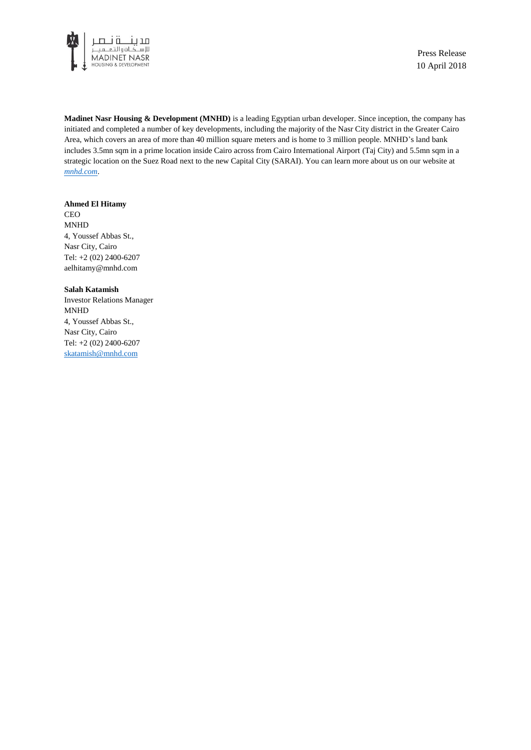**Madinet Nasr Housing & Development (MNHD)** is a leading Egyptian urban developer. Since inception, the company has initiated and completed a number of key developments, including the majority of the Nasr City district in the Greater Cairo Area, which covers an area of more than 40 million square meters and is home to 3 million people. MNHD's land bank includes 3.5mn sqm in a prime location inside Cairo across from Cairo International Airport (Taj City) and 5.5mn sqm in a strategic location on the Suez Road next to the new Capital City (SARAI). You can learn more about us on our website at *mnhd.com*.

**Ahmed El Hitamy**
CEO
MNHD
4, Youssef Abbas St.,
Nasr City, Cairo
Tel: +2 (02) 2400-6207
aelhitamy@mnhd.com

**Salah Katamish**
Investor Relations Manager
MNHD
4, Youssef Abbas St.,
Nasr City, Cairo
Tel: +2 (02) 2400-6207
skatamish@mnhd.com